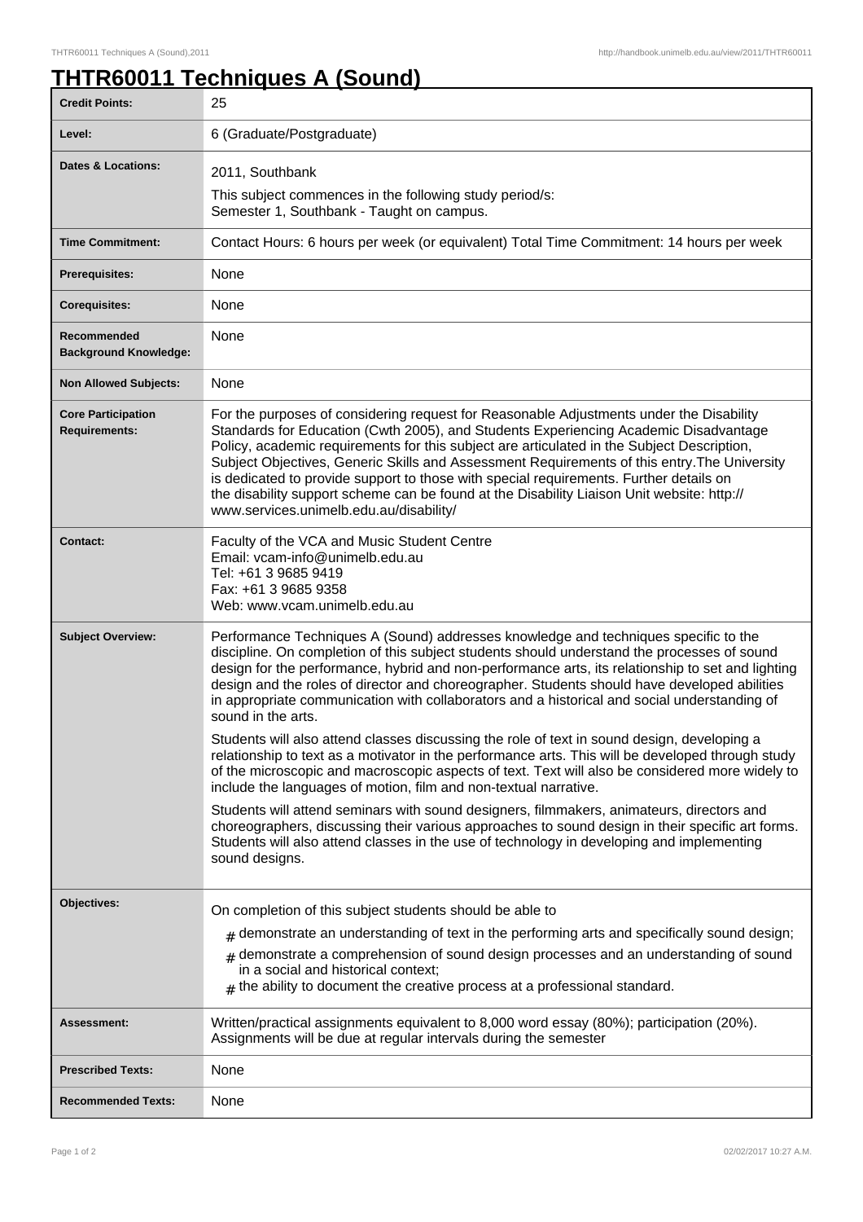# THTR60011 Techniques A (Sound)

| | |
|---|---|
| **Credit Points:** | 25 |
| **Level:** | 6 (Graduate/Postgraduate) |
| **Dates & Locations:** | 2011, Southbank<br>This subject commences in the following study period/s:<br>Semester 1, Southbank - Taught on campus. |
| **Time Commitment:** | Contact Hours: 6 hours per week (or equivalent) Total Time Commitment: 14 hours per week |
| **Prerequisites:** | None |
| **Corequisites:** | None |
| **Recommended Background Knowledge:** | None |
| **Non Allowed Subjects:** | None |
| **Core Participation Requirements:** | For the purposes of considering request for Reasonable Adjustments under the Disability Standards for Education (Cwth 2005), and Students Experiencing Academic Disadvantage Policy, academic requirements for this subject are articulated in the Subject Description, Subject Objectives, Generic Skills and Assessment Requirements of this entry.The University is dedicated to provide support to those with special requirements. Further details on the disability support scheme can be found at the Disability Liaison Unit website: http://www.services.unimelb.edu.au/disability/ |
| **Contact:** | Faculty of the VCA and Music Student Centre<br>Email: vcam-info@unimelb.edu.au<br>Tel: +61 3 9685 9419<br>Fax: +61 3 9685 9358<br>Web: www.vcam.unimelb.edu.au |
| **Subject Overview:** | Performance Techniques A (Sound) addresses knowledge and techniques specific to the discipline. On completion of this subject students should understand the processes of sound design for the performance, hybrid and non-performance arts, its relationship to set and lighting design and the roles of director and choreographer. Students should have developed abilities in appropriate communication with collaborators and a historical and social understanding of sound in the arts.<br><br>Students will also attend classes discussing the role of text in sound design, developing a relationship to text as a motivator in the performance arts. This will be developed through study of the microscopic and macroscopic aspects of text. Text will also be considered more widely to include the languages of motion, film and non-textual narrative.<br><br>Students will attend seminars with sound designers, filmmakers, animateurs, directors and choreographers, discussing their various approaches to sound design in their specific art forms. Students will also attend classes in the use of technology in developing and implementing sound designs. |
| **Objectives:** | On completion of this subject students should be able to<br># demonstrate an understanding of text in the performing arts and specifically sound design;<br># demonstrate a comprehension of sound design processes and an understanding of sound in a social and historical context;<br># the ability to document the creative process at a professional standard. |
| **Assessment:** | Written/practical assignments equivalent to 8,000 word essay (80%); participation (20%). Assignments will be due at regular intervals during the semester |
| **Prescribed Texts:** | None |
| **Recommended Texts:** | None |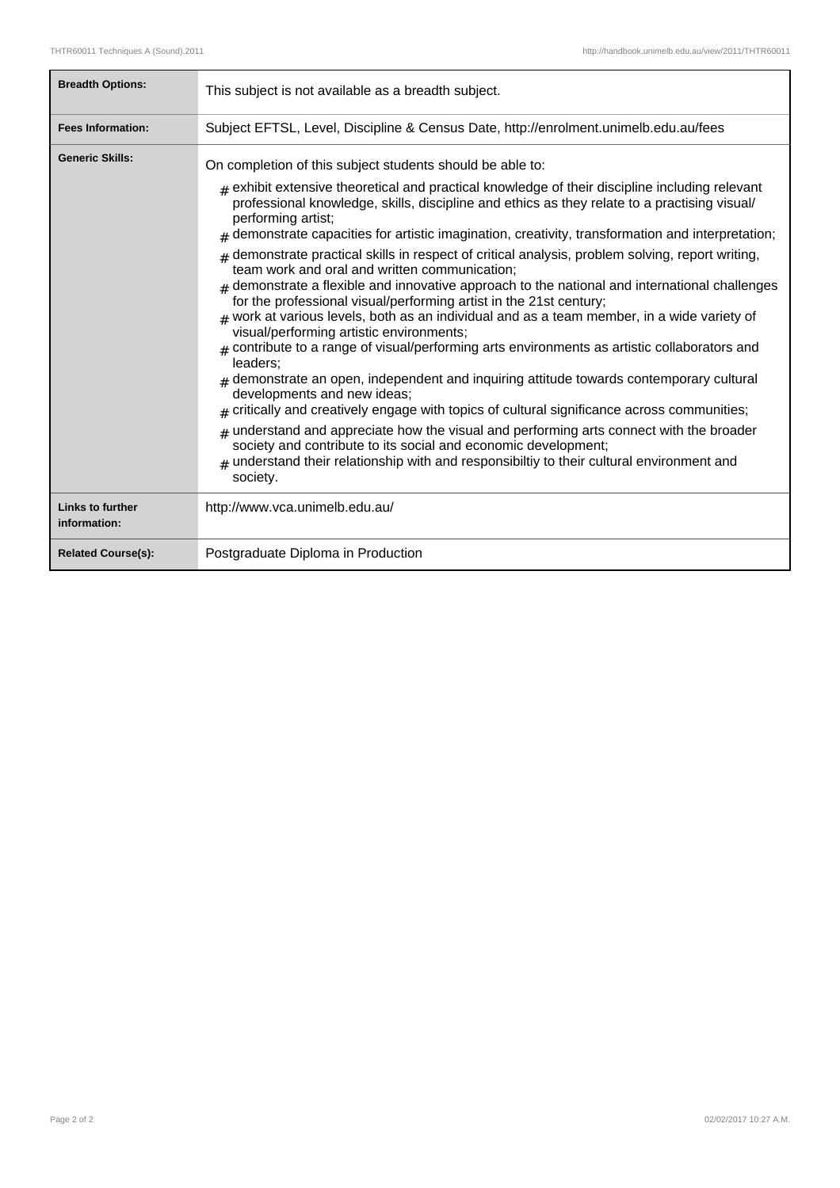| | |
|---|---|
| **Breadth Options:** | This subject is not available as a breadth subject. |
| **Fees Information:** | Subject EFTSL, Level, Discipline & Census Date, http://enrolment.unimelb.edu.au/fees |
| **Generic Skills:** | On completion of this subject students should be able to:<br># exhibit extensive theoretical and practical knowledge of their discipline including relevant professional knowledge, skills, discipline and ethics as they relate to a practising visual/ performing artist;<br># demonstrate capacities for artistic imagination, creativity, transformation and interpretation;<br># demonstrate practical skills in respect of critical analysis, problem solving, report writing, team work and oral and written communication;<br># demonstrate a flexible and innovative approach to the national and international challenges for the professional visual/performing artist in the 21st century;<br># work at various levels, both as an individual and as a team member, in a wide variety of visual/performing artistic environments;<br># contribute to a range of visual/performing arts environments as artistic collaborators and leaders;<br># demonstrate an open, independent and inquiring attitude towards contemporary cultural developments and new ideas;<br># critically and creatively engage with topics of cultural significance across communities;<br># understand and appreciate how the visual and performing arts connect with the broader society and contribute to its social and economic development;<br># understand their relationship with and responsibiltiy to their cultural environment and society. |
| **Links to further information:** | http://www.vca.unimelb.edu.au/ |
| **Related Course(s):** | Postgraduate Diploma in Production |